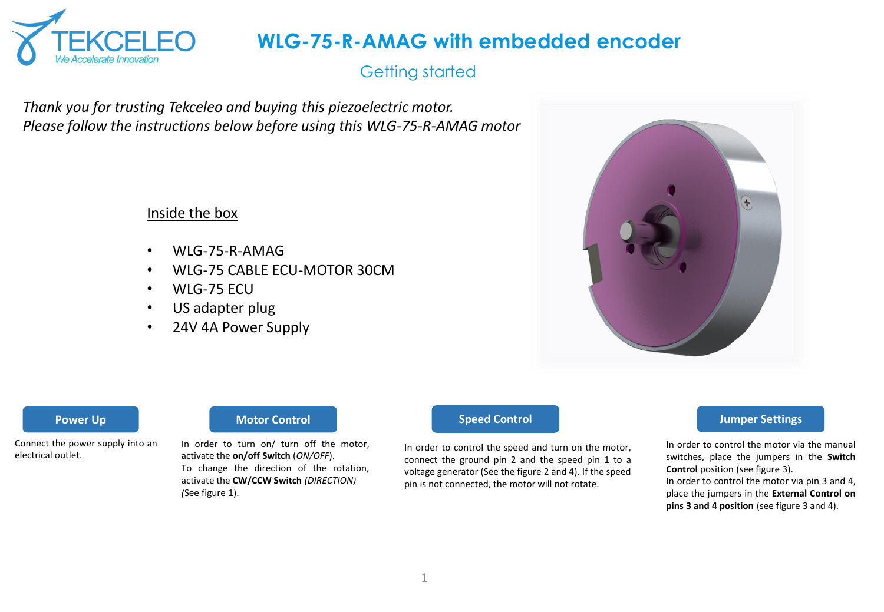# WLG-75-R-AMAG with embedded encoder

## Getting started

*Thank you for trusting Tekceleo and buying this piezoelectric motor.*
*Please follow the instructions below before using this WLG-75-R-AMAG motor*

### Inside the box

- WLG-75-R-AMAG
- WLG-75 CABLE ECU-MOTOR 30CM
- WLG-75 ECU
- US adapter plug
- 24V 4A Power Supply

### Power Up

Connect the power supply into an electrical outlet.

### Motor Control

In order to turn on/ turn off the motor, activate the **on/off Switch** (*ON/OFF*).
To change the direction of the rotation, activate the **CW/CCW Switch** *(DIRECTION)* *(*See figure 1).

### Speed Control

In order to control the speed and turn on the motor, connect the ground pin 2 and the speed pin 1 to a voltage generator (See the figure 2 and 4). If the speed pin is not connected, the motor will not rotate.

### Jumper Settings

In order to control the motor via the manual switches, place the jumpers in the **Switch Control** position (see figure 3).
In order to control the motor via pin 3 and 4, place the jumpers in the **External Control on pins 3 and 4 position** (see figure 3 and 4).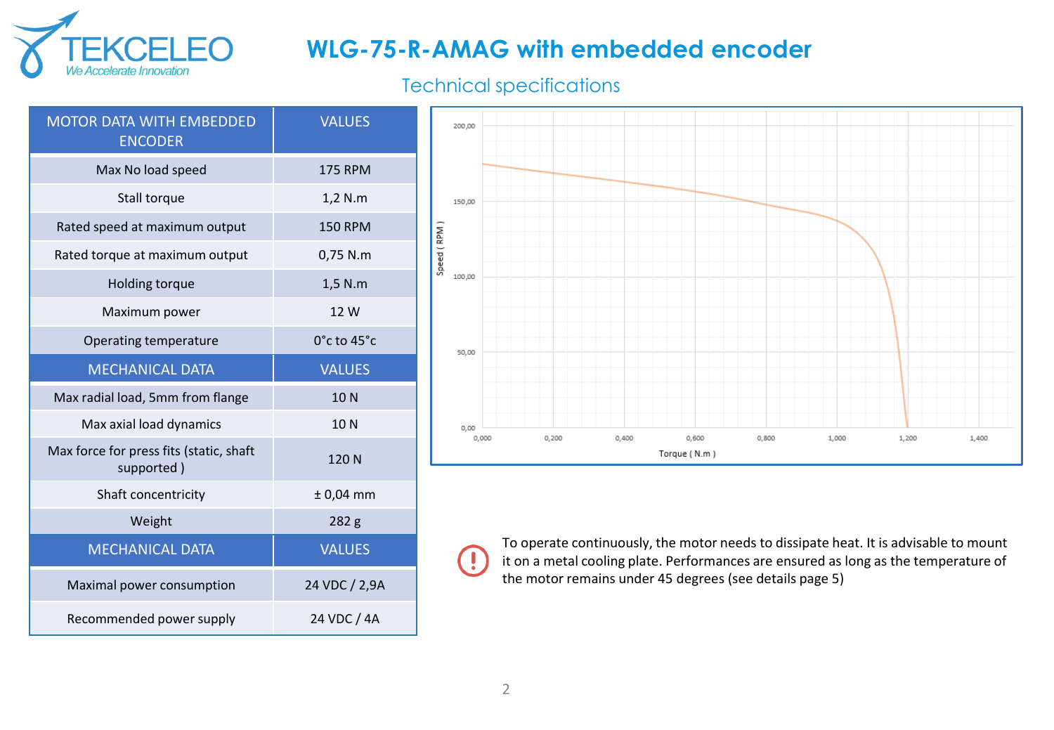# WLG-75-R-AMAG with embedded encoder

## Technical specifications

| MOTOR DATA WITH EMBEDDED ENCODER | VALUES |
|---|---|
| Max No load speed | 175 RPM |
| Stall torque | 1,2 N.m |
| Rated speed at maximum output | 150 RPM |
| Rated torque at maximum output | 0,75 N.m |
| Holding torque | 1,5 N.m |
| Maximum power | 12 W |
| Operating temperature | 0°c to 45°c |
| **MECHANICAL DATA** | **VALUES** |
| Max radial load, 5mm from flange | 10 N |
| Max axial load dynamics | 10 N |
| Max force for press fits (static, shaft supported ) | 120 N |
| Shaft concentricity | ± 0,04 mm |
| Weight | 282 g |
| **MECHANICAL DATA** | **VALUES** |
| Maximal power consumption | 24 VDC / 2,9A |
| Recommended power supply | 24 VDC / 4A |

To operate continuously, the motor needs to dissipate heat. It is advisable to mount it on a metal cooling plate. Performances are ensured as long as the temperature of the motor remains under 45 degrees (see details page 5)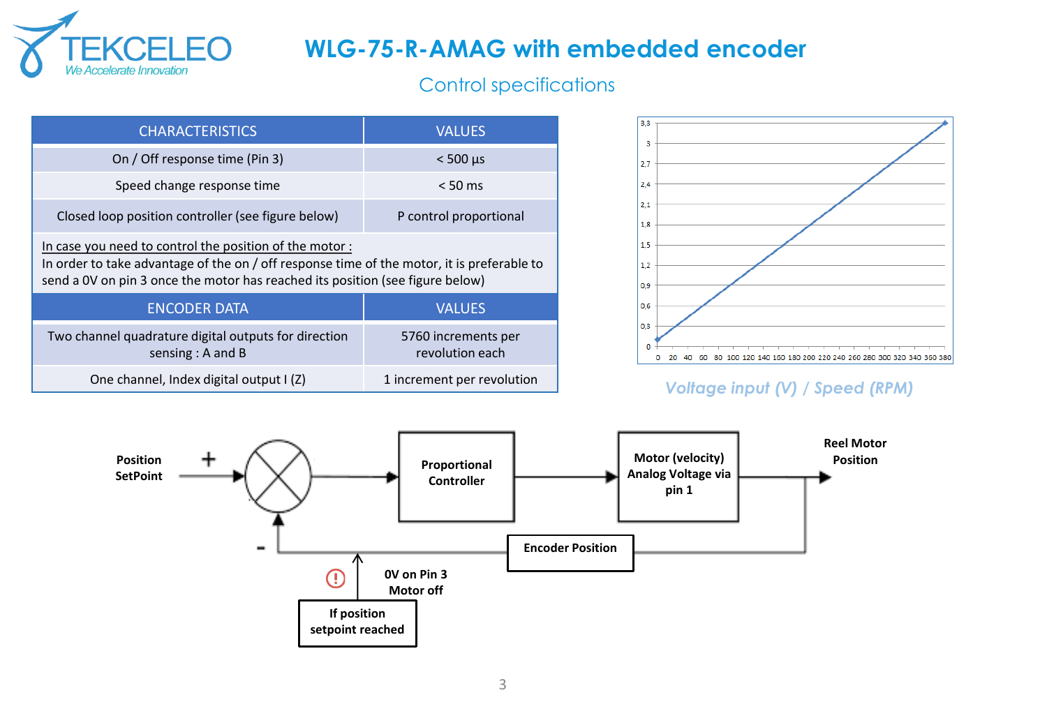# WLG-75-R-AMAG with embedded encoder

## Control specifications

| CHARACTERISTICS | VALUES |
|---|---|
| On / Off response time (Pin 3) | < 500 µs |
| Speed change response time | < 50 ms |
| Closed loop position controller (see figure below) | P control proportional |

In case you need to control the position of the motor :
In order to take advantage of the on / off response time of the motor, it is preferable to send a 0V on pin 3 once the motor has reached its position (see figure below)

| ENCODER DATA | VALUES |
|---|---|
| Two channel quadrature digital outputs for direction sensing : A and B | 5760 increments per revolution each |
| One channel, Index digital output I (Z) | 1 increment per revolution |

*Voltage input (V) / Speed (RPM)*

Position SetPoint — + — Proportional Controller — Motor (velocity) Analog Voltage via pin 1 — Reel Motor Position

- — Encoder Position

0V on Pin 3 Motor off

If position setpoint reached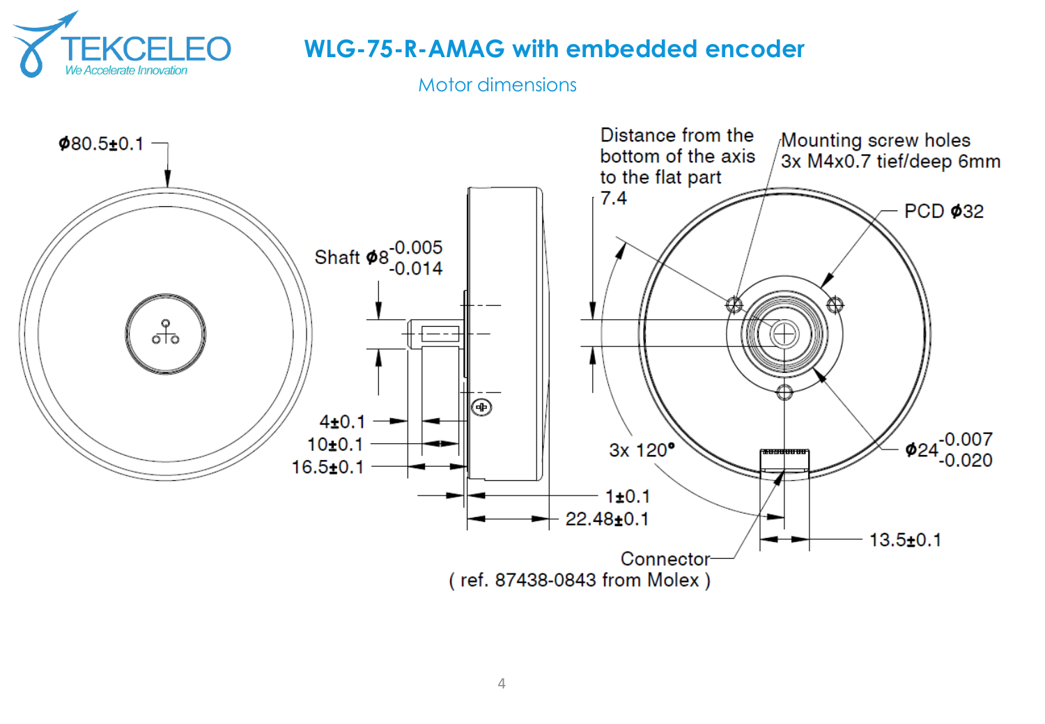# WLG-75-R-AMAG with embedded encoder

Motor dimensions

ϕ80.5±0.1

Shaft ϕ8 $^{-0.005}_{-0.014}$

4±0.1

10±0.1

16.5±0.1

1±0.1

22.48±0.1

Distance from the bottom of the axis to the flat part 7.4

Mounting screw holes 3x M4x0.7 tief/deep 6mm

PCD ϕ32

3x 120°

ϕ24 $^{-0.007}_{-0.020}$

13.5±0.1

Connector ( ref. 87438-0843 from Molex )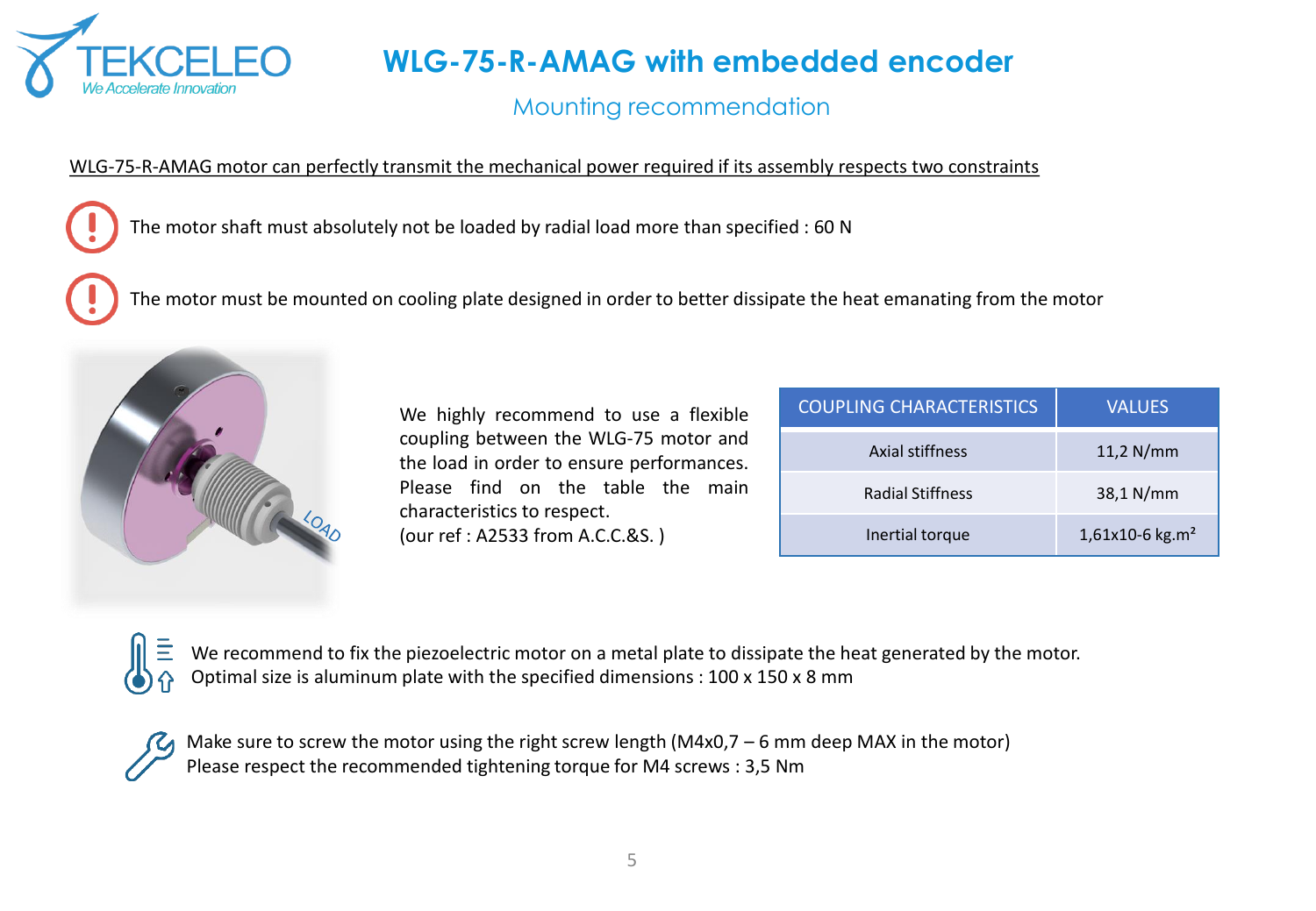# WLG-75-R-AMAG with embedded encoder

## Mounting recommendation

WLG-75-R-AMAG motor can perfectly transmit the mechanical power required if its assembly respects two constraints

The motor shaft must absolutely not be loaded by radial load more than specified : 60 N

The motor must be mounted on cooling plate designed in order to better dissipate the heat emanating from the motor

We highly recommend to use a flexible coupling between the WLG-75 motor and the load in order to ensure performances. Please find on the table the main characteristics to respect.
(our ref : A2533 from A.C.C.&S. )

| COUPLING CHARACTERISTICS | VALUES |
| --- | --- |
| Axial stiffness | 11,2 N/mm |
| Radial Stiffness | 38,1 N/mm |
| Inertial torque | 1,61x10-6 kg.m² |

We recommend to fix the piezoelectric motor on a metal plate to dissipate the heat generated by the motor.
Optimal size is aluminum plate with the specified dimensions : 100 x 150 x 8 mm

Make sure to screw the motor using the right screw length (M4x0,7 – 6 mm deep MAX in the motor)
Please respect the recommended tightening torque for M4 screws : 3,5 Nm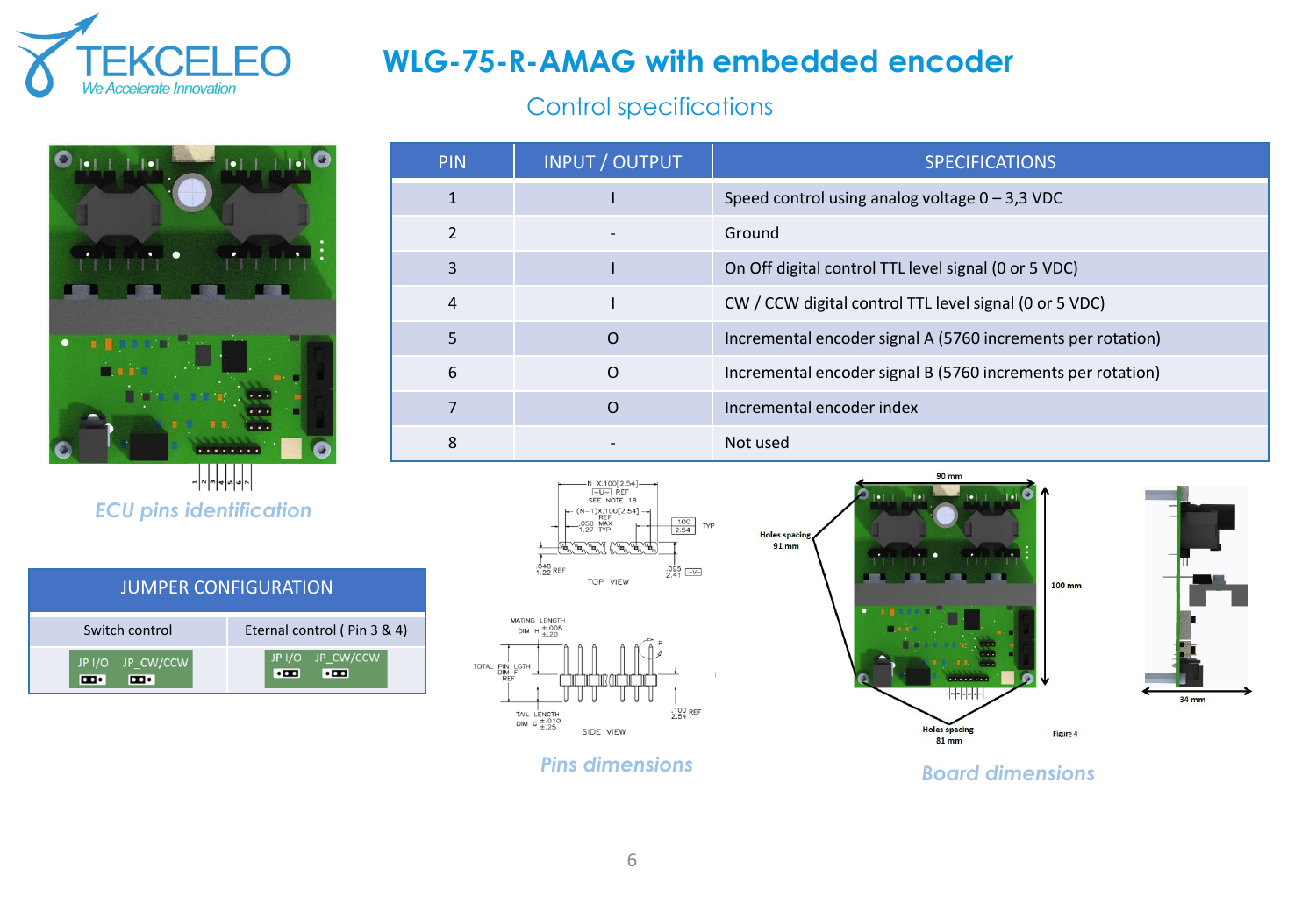# WLG-75-R-AMAG with embedded encoder

## Control specifications

| PIN | INPUT / OUTPUT | SPECIFICATIONS |
|---|---|---|
| 1 | I | Speed control using analog voltage 0 – 3,3 VDC |
| 2 | - | Ground |
| 3 | I | On Off digital control TTL level signal (0 or 5 VDC) |
| 4 | I | CW / CCW digital control TTL level signal (0 or 5 VDC) |
| 5 | O | Incremental encoder signal A (5760 increments per rotation) |
| 6 | O | Incremental encoder signal B (5760 increments per rotation) |
| 7 | O | Incremental encoder index |
| 8 | - | Not used |

1 2 3 4 5 6 7

*ECU pins identification*

| JUMPER CONFIGURATION | |
|---|---|
| Switch control | Eternal control ( Pin 3 & 4) |
| JP I/O JP_CW/CCW | JP I/O JP_CW/CCW |

N X.100[2.54]
U REF
SEE NOTE 1B
(N–1)X.100[2.54]
REF
.050 MAX
1.27 TYP
.100
2.54
TYP
.048
1.22 REF
.095
2.41
V
TOP VIEW

MATING LENGTH
DIM H ±.008
±.20
P
TOTAL PIN LGTH
DIM F
REF
TAIL LENGTH
DIM G ±.010
±.25
.100 REF
2.54
SIDE VIEW

*Pins dimensions*

90 mm
Holes spacing
91 mm
100 mm
Holes spacing
81 mm
Figure 4
34 mm

*Board dimensions*